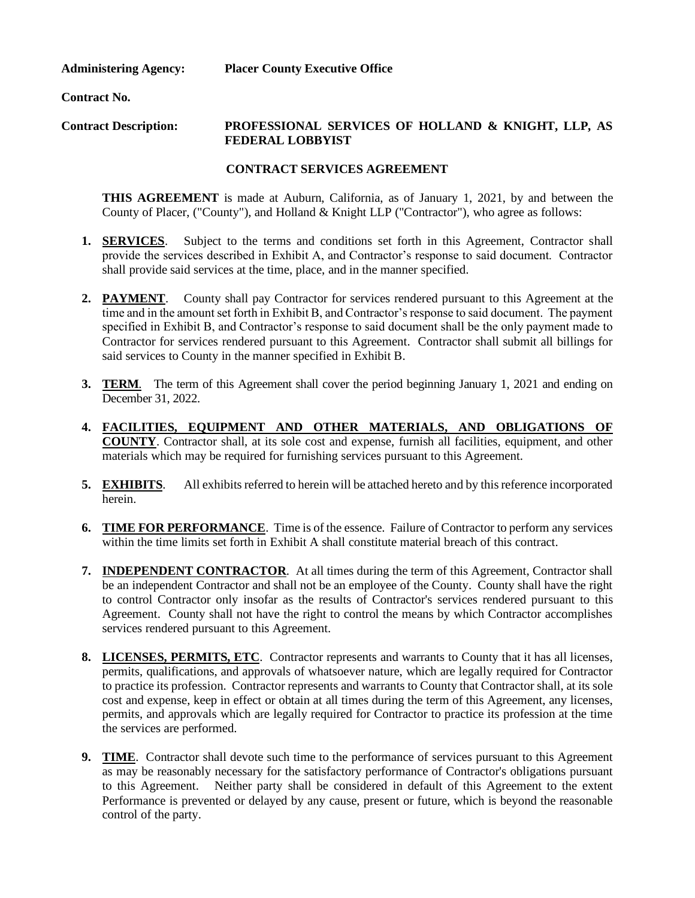**Administering Agency:** **Placer County Executive Office**

**Contract No.**

**Contract Description:** **PROFESSIONAL SERVICES OF HOLLAND & KNIGHT, LLP, AS FEDERAL LOBBYIST**

## CONTRACT SERVICES AGREEMENT

**THIS AGREEMENT** is made at Auburn, California, as of January 1, 2021, by and between the County of Placer, ("County"), and Holland & Knight LLP ("Contractor"), who agree as follows:

1. **SERVICES**. Subject to the terms and conditions set forth in this Agreement, Contractor shall provide the services described in Exhibit A, and Contractor's response to said document. Contractor shall provide said services at the time, place, and in the manner specified.

2. **PAYMENT**. County shall pay Contractor for services rendered pursuant to this Agreement at the time and in the amount set forth in Exhibit B, and Contractor's response to said document. The payment specified in Exhibit B, and Contractor's response to said document shall be the only payment made to Contractor for services rendered pursuant to this Agreement. Contractor shall submit all billings for said services to County in the manner specified in Exhibit B.

3. **TERM**. The term of this Agreement shall cover the period beginning January 1, 2021 and ending on December 31, 2022.

4. **FACILITIES, EQUIPMENT AND OTHER MATERIALS, AND OBLIGATIONS OF COUNTY**. Contractor shall, at its sole cost and expense, furnish all facilities, equipment, and other materials which may be required for furnishing services pursuant to this Agreement.

5. **EXHIBITS**. All exhibits referred to herein will be attached hereto and by this reference incorporated herein.

6. **TIME FOR PERFORMANCE**. Time is of the essence. Failure of Contractor to perform any services within the time limits set forth in Exhibit A shall constitute material breach of this contract.

7. **INDEPENDENT CONTRACTOR**. At all times during the term of this Agreement, Contractor shall be an independent Contractor and shall not be an employee of the County. County shall have the right to control Contractor only insofar as the results of Contractor's services rendered pursuant to this Agreement. County shall not have the right to control the means by which Contractor accomplishes services rendered pursuant to this Agreement.

8. **LICENSES, PERMITS, ETC**. Contractor represents and warrants to County that it has all licenses, permits, qualifications, and approvals of whatsoever nature, which are legally required for Contractor to practice its profession. Contractor represents and warrants to County that Contractor shall, at its sole cost and expense, keep in effect or obtain at all times during the term of this Agreement, any licenses, permits, and approvals which are legally required for Contractor to practice its profession at the time the services are performed.

9. **TIME**. Contractor shall devote such time to the performance of services pursuant to this Agreement as may be reasonably necessary for the satisfactory performance of Contractor's obligations pursuant to this Agreement. Neither party shall be considered in default of this Agreement to the extent Performance is prevented or delayed by any cause, present or future, which is beyond the reasonable control of the party.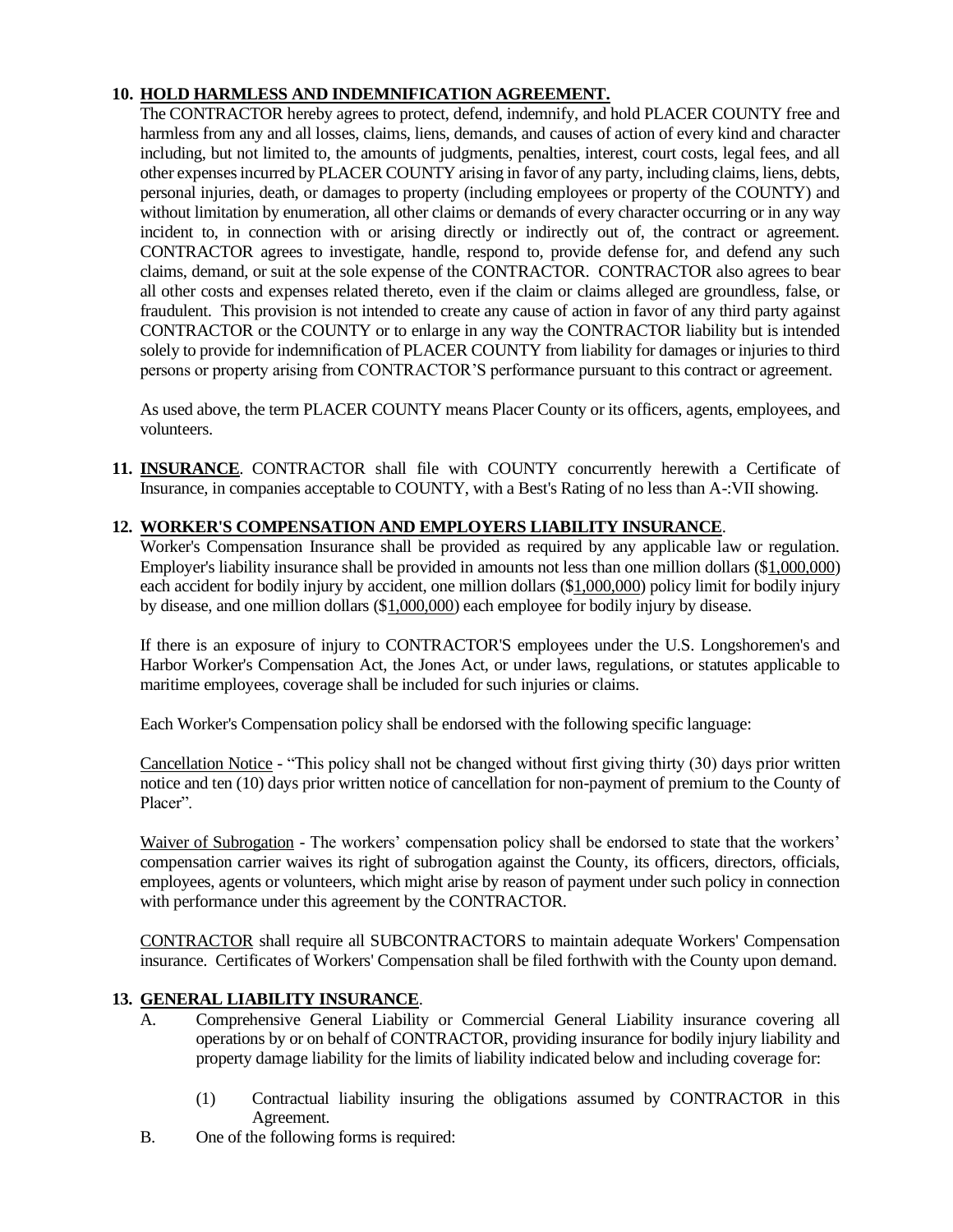**10. <u>HOLD HARMLESS AND INDEMNIFICATION AGREEMENT.</u>**

The CONTRACTOR hereby agrees to protect, defend, indemnify, and hold PLACER COUNTY free and harmless from any and all losses, claims, liens, demands, and causes of action of every kind and character including, but not limited to, the amounts of judgments, penalties, interest, court costs, legal fees, and all other expenses incurred by PLACER COUNTY arising in favor of any party, including claims, liens, debts, personal injuries, death, or damages to property (including employees or property of the COUNTY) and without limitation by enumeration, all other claims or demands of every character occurring or in any way incident to, in connection with or arising directly or indirectly out of, the contract or agreement. CONTRACTOR agrees to investigate, handle, respond to, provide defense for, and defend any such claims, demand, or suit at the sole expense of the CONTRACTOR. CONTRACTOR also agrees to bear all other costs and expenses related thereto, even if the claim or claims alleged are groundless, false, or fraudulent. This provision is not intended to create any cause of action in favor of any third party against CONTRACTOR or the COUNTY or to enlarge in any way the CONTRACTOR liability but is intended solely to provide for indemnification of PLACER COUNTY from liability for damages or injuries to third persons or property arising from CONTRACTOR'S performance pursuant to this contract or agreement.

As used above, the term PLACER COUNTY means Placer County or its officers, agents, employees, and volunteers.

**11. <u>INSURANCE</u>**. CONTRACTOR shall file with COUNTY concurrently herewith a Certificate of Insurance, in companies acceptable to COUNTY, with a Best's Rating of no less than A-:VII showing.

**12. <u>WORKER'S COMPENSATION AND EMPLOYERS LIABILITY INSURANCE</u>**.

Worker's Compensation Insurance shall be provided as required by any applicable law or regulation. Employer's liability insurance shall be provided in amounts not less than one million dollars ($<u>1,000,000</u>) each accident for bodily injury by accident, one million dollars ($<u>1,000,000</u>) policy limit for bodily injury by disease, and one million dollars ($<u>1,000,000</u>) each employee for bodily injury by disease.

If there is an exposure of injury to CONTRACTOR'S employees under the U.S. Longshoremen's and Harbor Worker's Compensation Act, the Jones Act, or under laws, regulations, or statutes applicable to maritime employees, coverage shall be included for such injuries or claims.

Each Worker's Compensation policy shall be endorsed with the following specific language:

<u>Cancellation Notice</u> - "This policy shall not be changed without first giving thirty (30) days prior written notice and ten (10) days prior written notice of cancellation for non-payment of premium to the County of Placer".

<u>Waiver of Subrogation</u> - The workers' compensation policy shall be endorsed to state that the workers' compensation carrier waives its right of subrogation against the County, its officers, directors, officials, employees, agents or volunteers, which might arise by reason of payment under such policy in connection with performance under this agreement by the CONTRACTOR.

<u>CONTRACTOR</u> shall require all SUBCONTRACTORS to maintain adequate Workers' Compensation insurance. Certificates of Workers' Compensation shall be filed forthwith with the County upon demand.

**13. <u>GENERAL LIABILITY INSURANCE</u>**.

A. Comprehensive General Liability or Commercial General Liability insurance covering all operations by or on behalf of CONTRACTOR, providing insurance for bodily injury liability and property damage liability for the limits of liability indicated below and including coverage for:

 (1) Contractual liability insuring the obligations assumed by CONTRACTOR in this Agreement.

B. One of the following forms is required: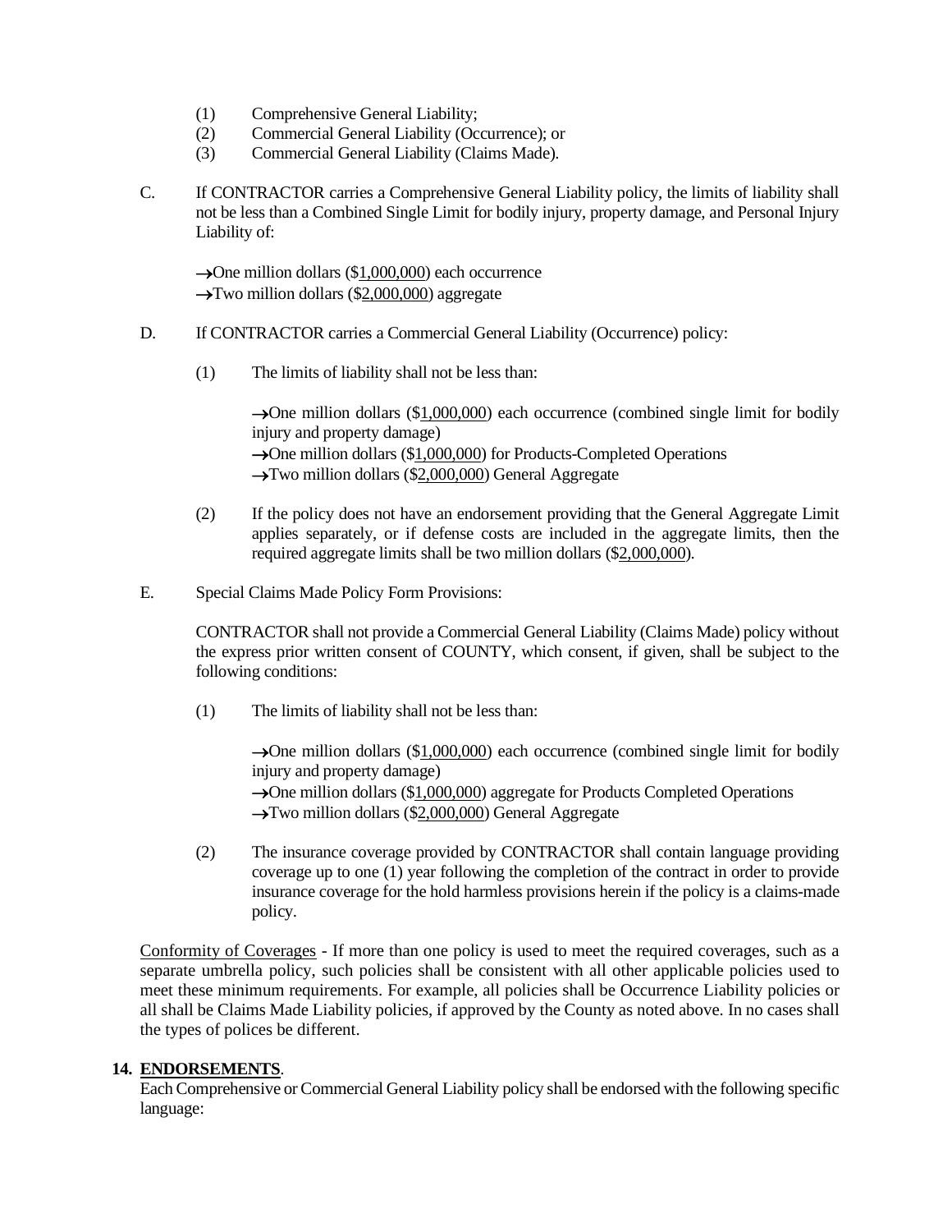(1) Comprehensive General Liability;
(2) Commercial General Liability (Occurrence); or
(3) Commercial General Liability (Claims Made).

C. If CONTRACTOR carries a Comprehensive General Liability policy, the limits of liability shall not be less than a Combined Single Limit for bodily injury, property damage, and Personal Injury Liability of:

→One million dollars ($1,000,000) each occurrence
→Two million dollars ($2,000,000) aggregate

D. If CONTRACTOR carries a Commercial General Liability (Occurrence) policy:

(1) The limits of liability shall not be less than:

→One million dollars ($1,000,000) each occurrence (combined single limit for bodily injury and property damage)
→One million dollars ($1,000,000) for Products-Completed Operations
→Two million dollars ($2,000,000) General Aggregate

(2) If the policy does not have an endorsement providing that the General Aggregate Limit applies separately, or if defense costs are included in the aggregate limits, then the required aggregate limits shall be two million dollars ($2,000,000).

E. Special Claims Made Policy Form Provisions:

CONTRACTOR shall not provide a Commercial General Liability (Claims Made) policy without the express prior written consent of COUNTY, which consent, if given, shall be subject to the following conditions:

(1) The limits of liability shall not be less than:

→One million dollars ($1,000,000) each occurrence (combined single limit for bodily injury and property damage)
→One million dollars ($1,000,000) aggregate for Products Completed Operations
→Two million dollars ($2,000,000) General Aggregate

(2) The insurance coverage provided by CONTRACTOR shall contain language providing coverage up to one (1) year following the completion of the contract in order to provide insurance coverage for the hold harmless provisions herein if the policy is a claims-made policy.

Conformity of Coverages - If more than one policy is used to meet the required coverages, such as a separate umbrella policy, such policies shall be consistent with all other applicable policies used to meet these minimum requirements. For example, all policies shall be Occurrence Liability policies or all shall be Claims Made Liability policies, if approved by the County as noted above. In no cases shall the types of polices be different.

**14. ENDORSEMENTS**.
Each Comprehensive or Commercial General Liability policy shall be endorsed with the following specific language: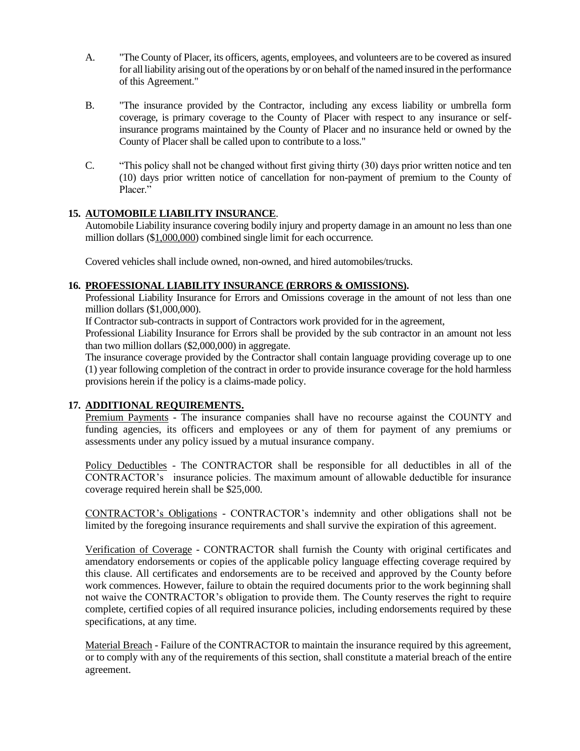A. "The County of Placer, its officers, agents, employees, and volunteers are to be covered as insured for all liability arising out of the operations by or on behalf of the named insured in the performance of this Agreement."

B. "The insurance provided by the Contractor, including any excess liability or umbrella form coverage, is primary coverage to the County of Placer with respect to any insurance or self-insurance programs maintained by the County of Placer and no insurance held or owned by the County of Placer shall be called upon to contribute to a loss."

C. "This policy shall not be changed without first giving thirty (30) days prior written notice and ten (10) days prior written notice of cancellation for non-payment of premium to the County of Placer."

**15. AUTOMOBILE LIABILITY INSURANCE**.

Automobile Liability insurance covering bodily injury and property damage in an amount no less than one million dollars ($1,000,000) combined single limit for each occurrence.

Covered vehicles shall include owned, non-owned, and hired automobiles/trucks.

**16. PROFESSIONAL LIABILITY INSURANCE (ERRORS & OMISSIONS).**

Professional Liability Insurance for Errors and Omissions coverage in the amount of not less than one million dollars ($1,000,000).

If Contractor sub-contracts in support of Contractors work provided for in the agreement,

Professional Liability Insurance for Errors shall be provided by the sub contractor in an amount not less than two million dollars ($2,000,000) in aggregate.

The insurance coverage provided by the Contractor shall contain language providing coverage up to one (1) year following completion of the contract in order to provide insurance coverage for the hold harmless provisions herein if the policy is a claims-made policy.

**17. ADDITIONAL REQUIREMENTS.**

Premium Payments - The insurance companies shall have no recourse against the COUNTY and funding agencies, its officers and employees or any of them for payment of any premiums or assessments under any policy issued by a mutual insurance company.

Policy Deductibles - The CONTRACTOR shall be responsible for all deductibles in all of the CONTRACTOR's insurance policies. The maximum amount of allowable deductible for insurance coverage required herein shall be $25,000.

CONTRACTOR's Obligations - CONTRACTOR's indemnity and other obligations shall not be limited by the foregoing insurance requirements and shall survive the expiration of this agreement.

Verification of Coverage - CONTRACTOR shall furnish the County with original certificates and amendatory endorsements or copies of the applicable policy language effecting coverage required by this clause. All certificates and endorsements are to be received and approved by the County before work commences. However, failure to obtain the required documents prior to the work beginning shall not waive the CONTRACTOR's obligation to provide them. The County reserves the right to require complete, certified copies of all required insurance policies, including endorsements required by these specifications, at any time.

Material Breach - Failure of the CONTRACTOR to maintain the insurance required by this agreement, or to comply with any of the requirements of this section, shall constitute a material breach of the entire agreement.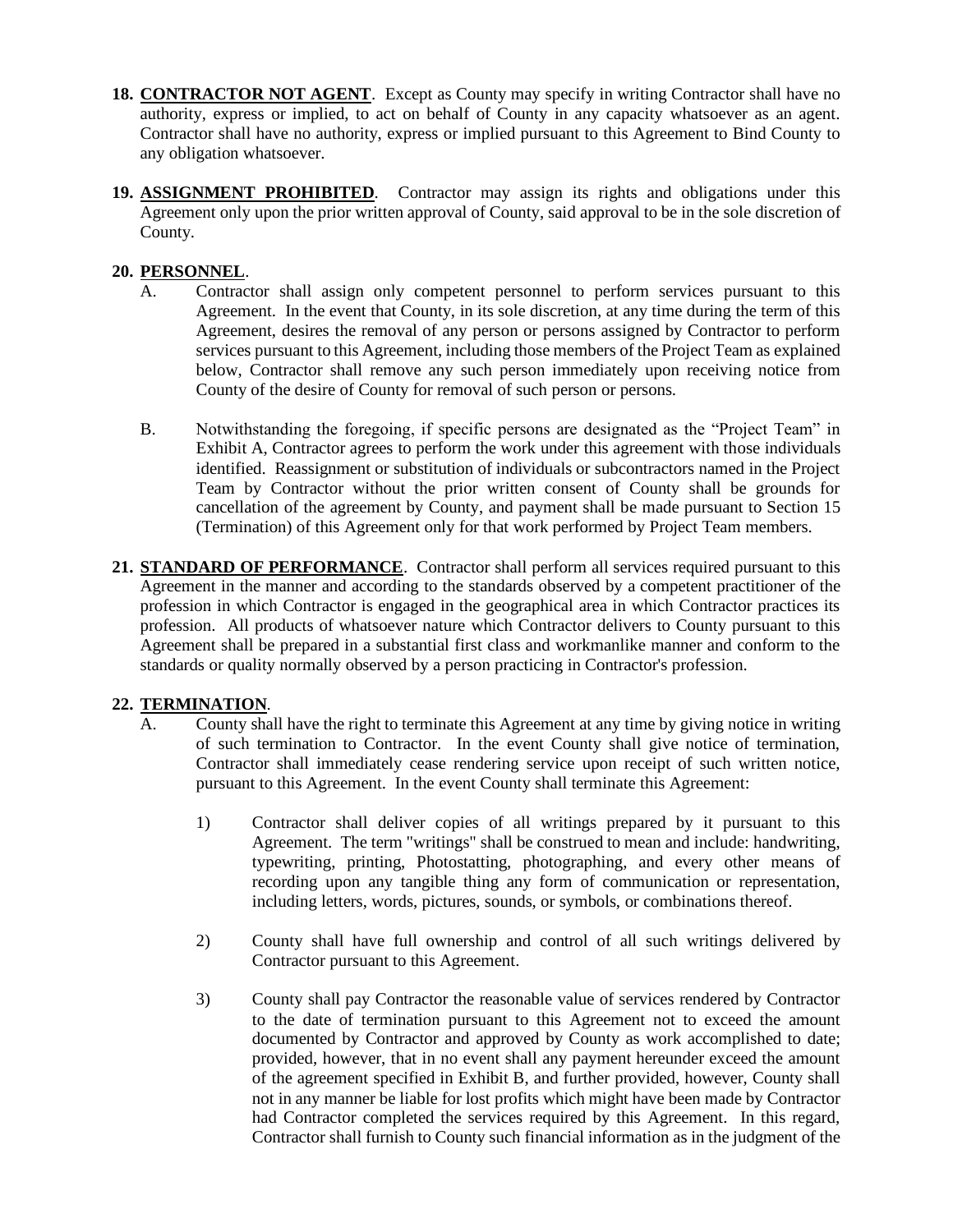**18. <u>CONTRACTOR NOT AGENT</u>**. Except as County may specify in writing Contractor shall have no authority, express or implied, to act on behalf of County in any capacity whatsoever as an agent. Contractor shall have no authority, express or implied pursuant to this Agreement to Bind County to any obligation whatsoever.

**19. <u>ASSIGNMENT PROHIBITED</u>**. Contractor may assign its rights and obligations under this Agreement only upon the prior written approval of County, said approval to be in the sole discretion of County.

**20. <u>PERSONNEL</u>**.

A. Contractor shall assign only competent personnel to perform services pursuant to this Agreement. In the event that County, in its sole discretion, at any time during the term of this Agreement, desires the removal of any person or persons assigned by Contractor to perform services pursuant to this Agreement, including those members of the Project Team as explained below, Contractor shall remove any such person immediately upon receiving notice from County of the desire of County for removal of such person or persons.

B. Notwithstanding the foregoing, if specific persons are designated as the "Project Team" in Exhibit A, Contractor agrees to perform the work under this agreement with those individuals identified. Reassignment or substitution of individuals or subcontractors named in the Project Team by Contractor without the prior written consent of County shall be grounds for cancellation of the agreement by County, and payment shall be made pursuant to Section 15 (Termination) of this Agreement only for that work performed by Project Team members.

**21. <u>STANDARD OF PERFORMANCE</u>**. Contractor shall perform all services required pursuant to this Agreement in the manner and according to the standards observed by a competent practitioner of the profession in which Contractor is engaged in the geographical area in which Contractor practices its profession. All products of whatsoever nature which Contractor delivers to County pursuant to this Agreement shall be prepared in a substantial first class and workmanlike manner and conform to the standards or quality normally observed by a person practicing in Contractor's profession.

**22. <u>TERMINATION</u>**.

A. County shall have the right to terminate this Agreement at any time by giving notice in writing of such termination to Contractor. In the event County shall give notice of termination, Contractor shall immediately cease rendering service upon receipt of such written notice, pursuant to this Agreement. In the event County shall terminate this Agreement:

1) Contractor shall deliver copies of all writings prepared by it pursuant to this Agreement. The term "writings" shall be construed to mean and include: handwriting, typewriting, printing, Photostatting, photographing, and every other means of recording upon any tangible thing any form of communication or representation, including letters, words, pictures, sounds, or symbols, or combinations thereof.

2) County shall have full ownership and control of all such writings delivered by Contractor pursuant to this Agreement.

3) County shall pay Contractor the reasonable value of services rendered by Contractor to the date of termination pursuant to this Agreement not to exceed the amount documented by Contractor and approved by County as work accomplished to date; provided, however, that in no event shall any payment hereunder exceed the amount of the agreement specified in Exhibit B, and further provided, however, County shall not in any manner be liable for lost profits which might have been made by Contractor had Contractor completed the services required by this Agreement. In this regard, Contractor shall furnish to County such financial information as in the judgment of the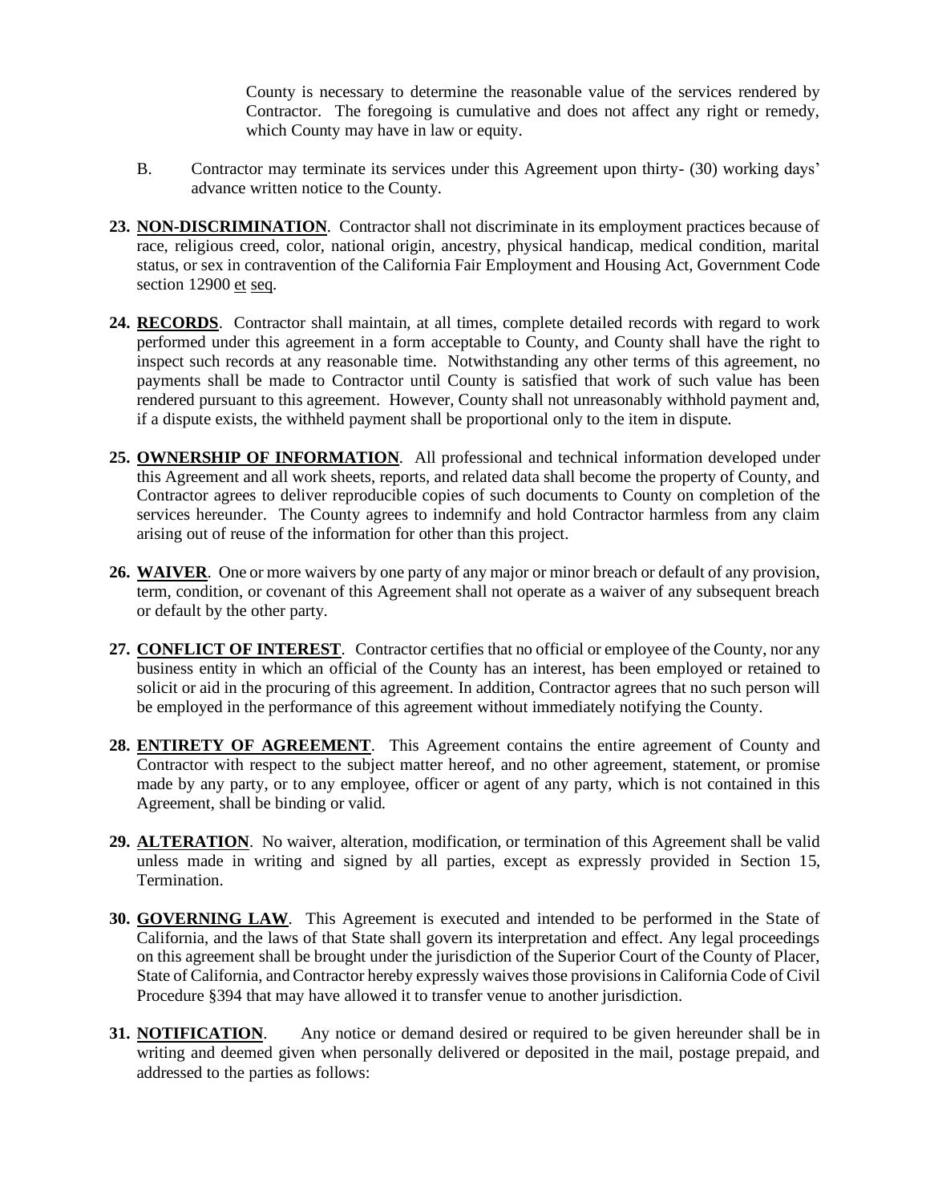County is necessary to determine the reasonable value of the services rendered by Contractor. The foregoing is cumulative and does not affect any right or remedy, which County may have in law or equity.

B. Contractor may terminate its services under this Agreement upon thirty- (30) working days' advance written notice to the County.

**23. NON-DISCRIMINATION**. Contractor shall not discriminate in its employment practices because of race, religious creed, color, national origin, ancestry, physical handicap, medical condition, marital status, or sex in contravention of the California Fair Employment and Housing Act, Government Code section 12900 et seq.

**24. RECORDS**. Contractor shall maintain, at all times, complete detailed records with regard to work performed under this agreement in a form acceptable to County, and County shall have the right to inspect such records at any reasonable time. Notwithstanding any other terms of this agreement, no payments shall be made to Contractor until County is satisfied that work of such value has been rendered pursuant to this agreement. However, County shall not unreasonably withhold payment and, if a dispute exists, the withheld payment shall be proportional only to the item in dispute.

**25. OWNERSHIP OF INFORMATION**. All professional and technical information developed under this Agreement and all work sheets, reports, and related data shall become the property of County, and Contractor agrees to deliver reproducible copies of such documents to County on completion of the services hereunder. The County agrees to indemnify and hold Contractor harmless from any claim arising out of reuse of the information for other than this project.

**26. WAIVER**. One or more waivers by one party of any major or minor breach or default of any provision, term, condition, or covenant of this Agreement shall not operate as a waiver of any subsequent breach or default by the other party.

**27. CONFLICT OF INTEREST**. Contractor certifies that no official or employee of the County, nor any business entity in which an official of the County has an interest, has been employed or retained to solicit or aid in the procuring of this agreement. In addition, Contractor agrees that no such person will be employed in the performance of this agreement without immediately notifying the County.

**28. ENTIRETY OF AGREEMENT**. This Agreement contains the entire agreement of County and Contractor with respect to the subject matter hereof, and no other agreement, statement, or promise made by any party, or to any employee, officer or agent of any party, which is not contained in this Agreement, shall be binding or valid.

**29. ALTERATION**. No waiver, alteration, modification, or termination of this Agreement shall be valid unless made in writing and signed by all parties, except as expressly provided in Section 15, Termination.

**30. GOVERNING LAW**. This Agreement is executed and intended to be performed in the State of California, and the laws of that State shall govern its interpretation and effect. Any legal proceedings on this agreement shall be brought under the jurisdiction of the Superior Court of the County of Placer, State of California, and Contractor hereby expressly waives those provisions in California Code of Civil Procedure §394 that may have allowed it to transfer venue to another jurisdiction.

**31. NOTIFICATION**. Any notice or demand desired or required to be given hereunder shall be in writing and deemed given when personally delivered or deposited in the mail, postage prepaid, and addressed to the parties as follows: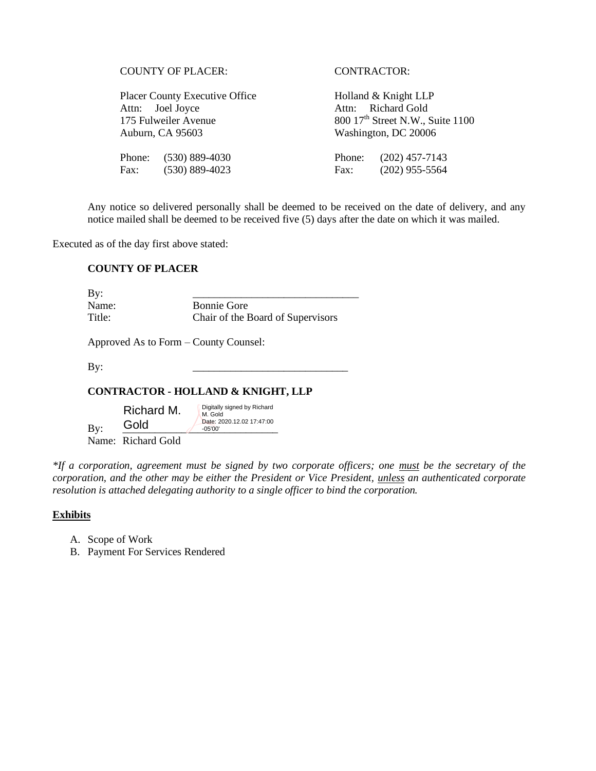| COUNTY OF PLACER: | CONTRACTOR: |
| --- | --- |
| Placer County Executive Office | Holland & Knight LLP |
| Attn: Joel Joyce | Attn: Richard Gold |
| 175 Fulweiler Avenue | 800 17th Street N.W., Suite 1100 |
| Auburn, CA 95603 | Washington, DC 20006 |
| Phone: (530) 889-4030 | Phone: (202) 457-7143 |
| Fax: (530) 889-4023 | Fax: (202) 955-5564 |

Any notice so delivered personally shall be deemed to be received on the date of delivery, and any notice mailed shall be deemed to be received five (5) days after the date on which it was mailed.

Executed as of the day first above stated:

**COUNTY OF PLACER**

By: \_\_\_\_\_\_\_\_\_\_\_\_\_\_\_\_\_\_\_\_\_\_\_\_\_\_\_\_\_\_\_\_
Name: Bonnie Gore
Title: Chair of the Board of Supervisors

Approved As to Form – County Counsel:

By: \_\_\_\_\_\_\_\_\_\_\_\_\_\_\_\_\_\_\_\_\_\_\_\_\_\_\_\_\_\_

**CONTRACTOR - HOLLAND & KNIGHT, LLP**

By: Richard M. Gold — Digitally signed by Richard M. Gold Date: 2020.12.02 17:47:00 -05'00'
Name: Richard Gold

*\*If a corporation, agreement must be signed by two corporate officers; one must be the secretary of the corporation, and the other may be either the President or Vice President, unless an authenticated corporate resolution is attached delegating authority to a single officer to bind the corporation.*

**Exhibits**

A. Scope of Work
B. Payment For Services Rendered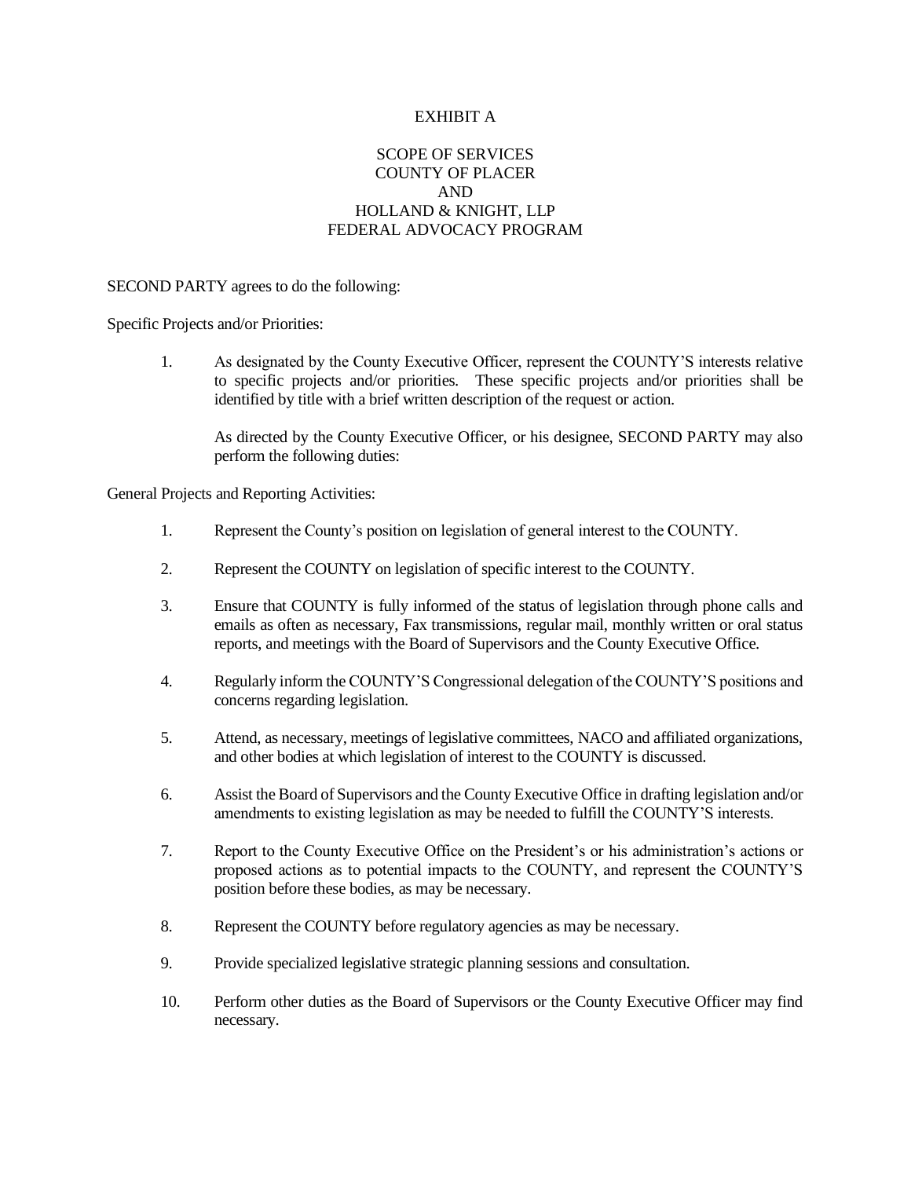# EXHIBIT A

## SCOPE OF SERVICES
## COUNTY OF PLACER
## AND
## HOLLAND & KNIGHT, LLP
## FEDERAL ADVOCACY PROGRAM

SECOND PARTY agrees to do the following:

Specific Projects and/or Priorities:

1. As designated by the County Executive Officer, represent the COUNTY'S interests relative to specific projects and/or priorities. These specific projects and/or priorities shall be identified by title with a brief written description of the request or action.

   As directed by the County Executive Officer, or his designee, SECOND PARTY may also perform the following duties:

General Projects and Reporting Activities:

1. Represent the County's position on legislation of general interest to the COUNTY.

2. Represent the COUNTY on legislation of specific interest to the COUNTY.

3. Ensure that COUNTY is fully informed of the status of legislation through phone calls and emails as often as necessary, Fax transmissions, regular mail, monthly written or oral status reports, and meetings with the Board of Supervisors and the County Executive Office.

4. Regularly inform the COUNTY'S Congressional delegation of the COUNTY'S positions and concerns regarding legislation.

5. Attend, as necessary, meetings of legislative committees, NACO and affiliated organizations, and other bodies at which legislation of interest to the COUNTY is discussed.

6. Assist the Board of Supervisors and the County Executive Office in drafting legislation and/or amendments to existing legislation as may be needed to fulfill the COUNTY'S interests.

7. Report to the County Executive Office on the President's or his administration's actions or proposed actions as to potential impacts to the COUNTY, and represent the COUNTY'S position before these bodies, as may be necessary.

8. Represent the COUNTY before regulatory agencies as may be necessary.

9. Provide specialized legislative strategic planning sessions and consultation.

10. Perform other duties as the Board of Supervisors or the County Executive Officer may find necessary.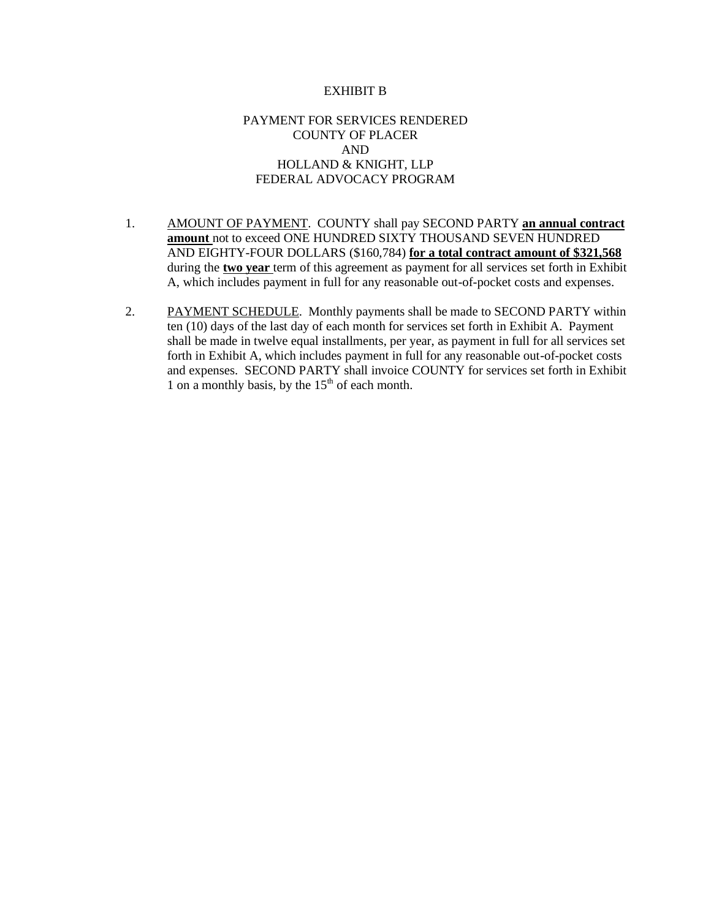EXHIBIT B

PAYMENT FOR SERVICES RENDERED
COUNTY OF PLACER
AND
HOLLAND & KNIGHT, LLP
FEDERAL ADVOCACY PROGRAM

1. AMOUNT OF PAYMENT. COUNTY shall pay SECOND PARTY **an annual contract amount** not to exceed ONE HUNDRED SIXTY THOUSAND SEVEN HUNDRED AND EIGHTY-FOUR DOLLARS ($160,784) **for a total contract amount of $321,568** during the **two year** term of this agreement as payment for all services set forth in Exhibit A, which includes payment in full for any reasonable out-of-pocket costs and expenses.

2. PAYMENT SCHEDULE. Monthly payments shall be made to SECOND PARTY within ten (10) days of the last day of each month for services set forth in Exhibit A. Payment shall be made in twelve equal installments, per year, as payment in full for all services set forth in Exhibit A, which includes payment in full for any reasonable out-of-pocket costs and expenses. SECOND PARTY shall invoice COUNTY for services set forth in Exhibit 1 on a monthly basis, by the 15th of each month.